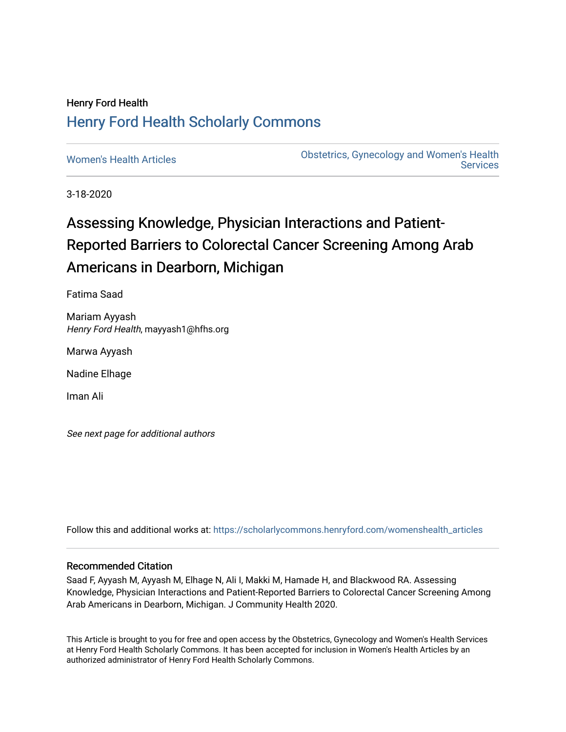Henry Ford Health

# Henry Ford Health Scholarly Commons

Women's Health Articles

Obstetrics, Gynecology and Women's Health Services

3-18-2020

## Assessing Knowledge, Physician Interactions and Patient-Reported Barriers to Colorectal Cancer Screening Among Arab Americans in Dearborn, Michigan

Fatima Saad

Mariam Ayyash
*Henry Ford Health*, mayyash1@hfhs.org

Marwa Ayyash

Nadine Elhage

Iman Ali

*See next page for additional authors*

Follow this and additional works at: https://scholarlycommons.henryford.com/womenshealth_articles

### Recommended Citation

Saad F, Ayyash M, Ayyash M, Elhage N, Ali I, Makki M, Hamade H, and Blackwood RA. Assessing Knowledge, Physician Interactions and Patient-Reported Barriers to Colorectal Cancer Screening Among Arab Americans in Dearborn, Michigan. J Community Health 2020.

This Article is brought to you for free and open access by the Obstetrics, Gynecology and Women's Health Services at Henry Ford Health Scholarly Commons. It has been accepted for inclusion in Women's Health Articles by an authorized administrator of Henry Ford Health Scholarly Commons.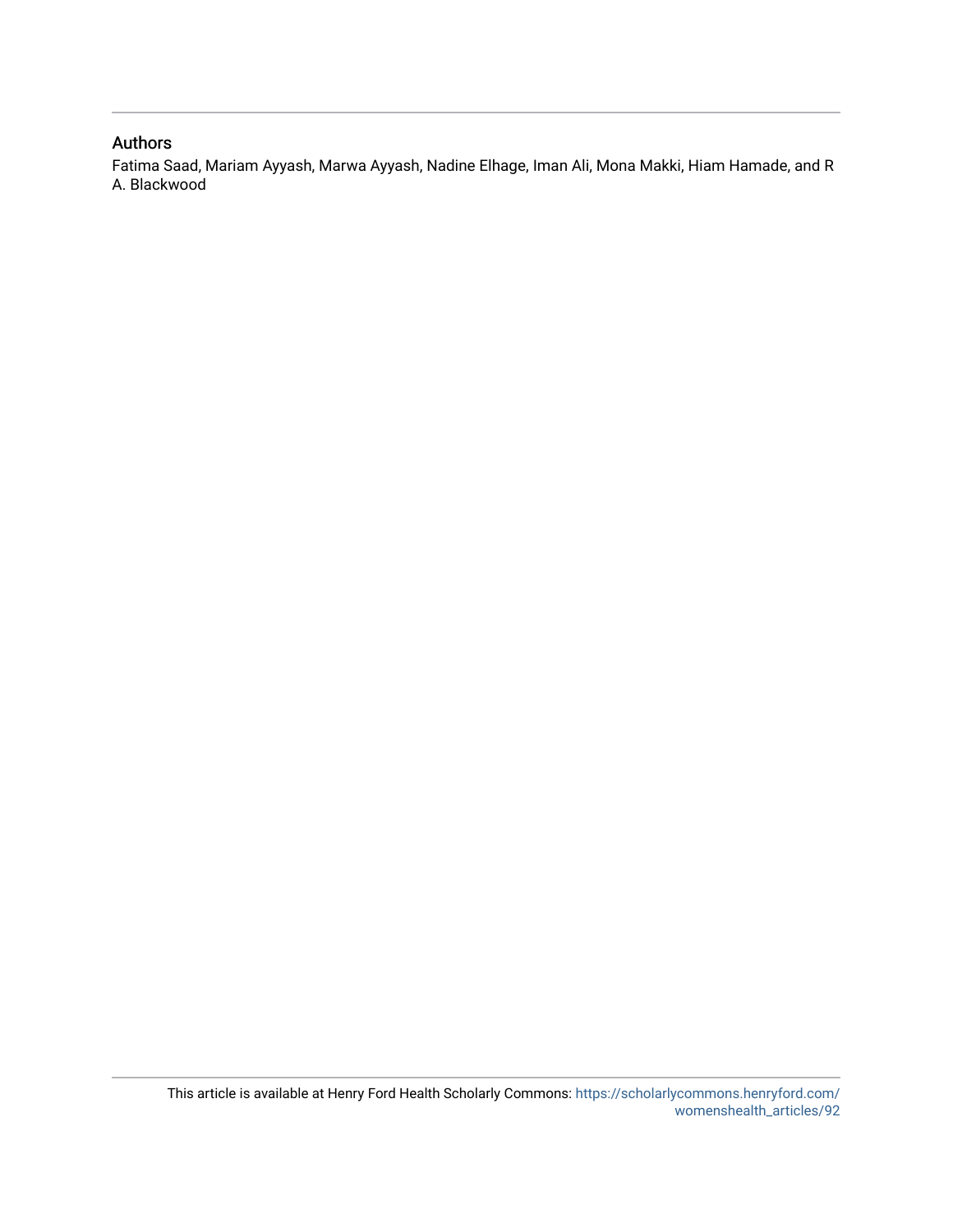## Authors

Fatima Saad, Mariam Ayyash, Marwa Ayyash, Nadine Elhage, Iman Ali, Mona Makki, Hiam Hamade, and R A. Blackwood

This article is available at Henry Ford Health Scholarly Commons: https://scholarlycommons.henryford.com/womenshealth_articles/92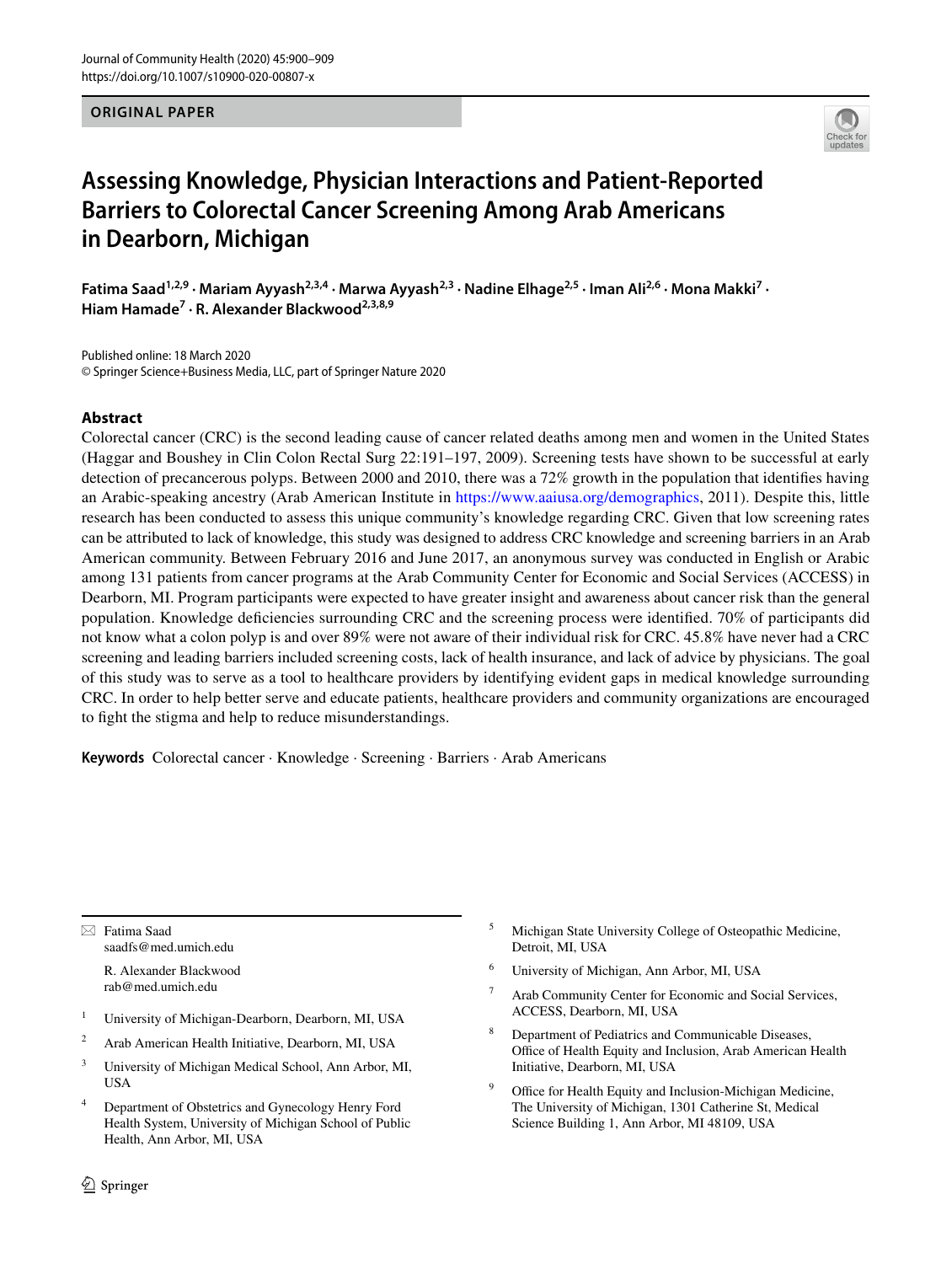ORIGINAL PAPER

# Assessing Knowledge, Physician Interactions and Patient-Reported Barriers to Colorectal Cancer Screening Among Arab Americans in Dearborn, Michigan

**Fatima Saad[1,2,9] · Mariam Ayyash[2,3,4] · Marwa Ayyash[2,3] · Nadine Elhage[2,5] · Iman Ali[2,6] · Mona Makki[7] · Hiam Hamade[7] · R. Alexander Blackwood[2,3,8,9]**

Published online: 18 March 2020
© Springer Science+Business Media, LLC, part of Springer Nature 2020

## Abstract

Colorectal cancer (CRC) is the second leading cause of cancer related deaths among men and women in the United States (Haggar and Boushey in Clin Colon Rectal Surg 22:191–197, 2009). Screening tests have shown to be successful at early detection of precancerous polyps. Between 2000 and 2010, there was a 72% growth in the population that identifies having an Arabic-speaking ancestry (Arab American Institute in https://www.aaiusa.org/demographics, 2011). Despite this, little research has been conducted to assess this unique community's knowledge regarding CRC. Given that low screening rates can be attributed to lack of knowledge, this study was designed to address CRC knowledge and screening barriers in an Arab American community. Between February 2016 and June 2017, an anonymous survey was conducted in English or Arabic among 131 patients from cancer programs at the Arab Community Center for Economic and Social Services (ACCESS) in Dearborn, MI. Program participants were expected to have greater insight and awareness about cancer risk than the general population. Knowledge deficiencies surrounding CRC and the screening process were identified. 70% of participants did not know what a colon polyp is and over 89% were not aware of their individual risk for CRC. 45.8% have never had a CRC screening and leading barriers included screening costs, lack of health insurance, and lack of advice by physicians. The goal of this study was to serve as a tool to healthcare providers by identifying evident gaps in medical knowledge surrounding CRC. In order to help better serve and educate patients, healthcare providers and community organizations are encouraged to fight the stigma and help to reduce misunderstandings.

**Keywords** Colorectal cancer · Knowledge · Screening · Barriers · Arab Americans

✉ Fatima Saad
saadfs@med.umich.edu

R. Alexander Blackwood
rab@med.umich.edu

[1] University of Michigan-Dearborn, Dearborn, MI, USA

[2] Arab American Health Initiative, Dearborn, MI, USA

[3] University of Michigan Medical School, Ann Arbor, MI, USA

[4] Department of Obstetrics and Gynecology Henry Ford Health System, University of Michigan School of Public Health, Ann Arbor, MI, USA

[5] Michigan State University College of Osteopathic Medicine, Detroit, MI, USA

[6] University of Michigan, Ann Arbor, MI, USA

[7] Arab Community Center for Economic and Social Services, ACCESS, Dearborn, MI, USA

[8] Department of Pediatrics and Communicable Diseases, Office of Health Equity and Inclusion, Arab American Health Initiative, Dearborn, MI, USA

[9] Office for Health Equity and Inclusion-Michigan Medicine, The University of Michigan, 1301 Catherine St, Medical Science Building 1, Ann Arbor, MI 48109, USA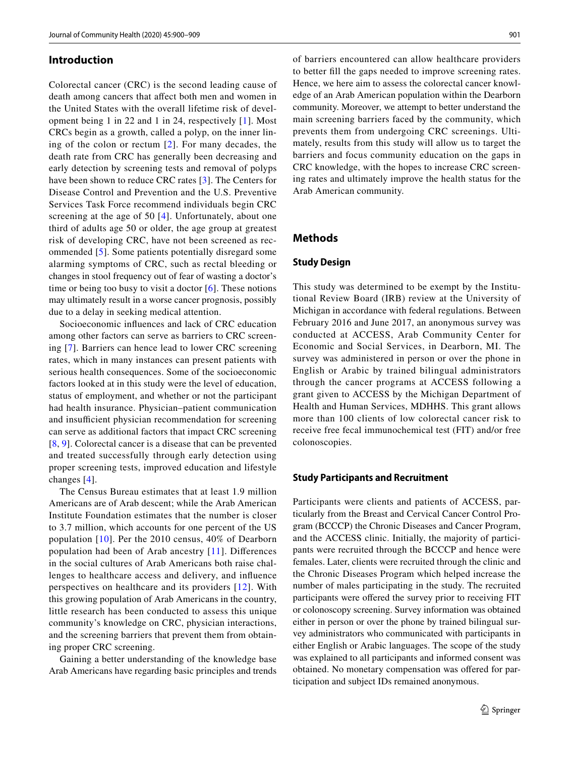## Introduction

Colorectal cancer (CRC) is the second leading cause of death among cancers that affect both men and women in the United States with the overall lifetime risk of development being 1 in 22 and 1 in 24, respectively [1]. Most CRCs begin as a growth, called a polyp, on the inner lining of the colon or rectum [2]. For many decades, the death rate from CRC has generally been decreasing and early detection by screening tests and removal of polyps have been shown to reduce CRC rates [3]. The Centers for Disease Control and Prevention and the U.S. Preventive Services Task Force recommend individuals begin CRC screening at the age of 50 [4]. Unfortunately, about one third of adults age 50 or older, the age group at greatest risk of developing CRC, have not been screened as recommended [5]. Some patients potentially disregard some alarming symptoms of CRC, such as rectal bleeding or changes in stool frequency out of fear of wasting a doctor's time or being too busy to visit a doctor [6]. These notions may ultimately result in a worse cancer prognosis, possibly due to a delay in seeking medical attention.

Socioeconomic influences and lack of CRC education among other factors can serve as barriers to CRC screening [7]. Barriers can hence lead to lower CRC screening rates, which in many instances can present patients with serious health consequences. Some of the socioeconomic factors looked at in this study were the level of education, status of employment, and whether or not the participant had health insurance. Physician–patient communication and insufficient physician recommendation for screening can serve as additional factors that impact CRC screening [8, 9]. Colorectal cancer is a disease that can be prevented and treated successfully through early detection using proper screening tests, improved education and lifestyle changes [4].

The Census Bureau estimates that at least 1.9 million Americans are of Arab descent; while the Arab American Institute Foundation estimates that the number is closer to 3.7 million, which accounts for one percent of the US population [10]. Per the 2010 census, 40% of Dearborn population had been of Arab ancestry [11]. Differences in the social cultures of Arab Americans both raise challenges to healthcare access and delivery, and influence perspectives on healthcare and its providers [12]. With this growing population of Arab Americans in the country, little research has been conducted to assess this unique community's knowledge on CRC, physician interactions, and the screening barriers that prevent them from obtaining proper CRC screening.

Gaining a better understanding of the knowledge base Arab Americans have regarding basic principles and trends of barriers encountered can allow healthcare providers to better fill the gaps needed to improve screening rates. Hence, we here aim to assess the colorectal cancer knowledge of an Arab American population within the Dearborn community. Moreover, we attempt to better understand the main screening barriers faced by the community, which prevents them from undergoing CRC screenings. Ultimately, results from this study will allow us to target the barriers and focus community education on the gaps in CRC knowledge, with the hopes to increase CRC screening rates and ultimately improve the health status for the Arab American community.

## Methods

### Study Design

This study was determined to be exempt by the Institutional Review Board (IRB) review at the University of Michigan in accordance with federal regulations. Between February 2016 and June 2017, an anonymous survey was conducted at ACCESS, Arab Community Center for Economic and Social Services, in Dearborn, MI. The survey was administered in person or over the phone in English or Arabic by trained bilingual administrators through the cancer programs at ACCESS following a grant given to ACCESS by the Michigan Department of Health and Human Services, MDHHS. This grant allows more than 100 clients of low colorectal cancer risk to receive free fecal immunochemical test (FIT) and/or free colonoscopies.

### Study Participants and Recruitment

Participants were clients and patients of ACCESS, particularly from the Breast and Cervical Cancer Control Program (BCCCP) the Chronic Diseases and Cancer Program, and the ACCESS clinic. Initially, the majority of participants were recruited through the BCCCP and hence were females. Later, clients were recruited through the clinic and the Chronic Diseases Program which helped increase the number of males participating in the study. The recruited participants were offered the survey prior to receiving FIT or colonoscopy screening. Survey information was obtained either in person or over the phone by trained bilingual survey administrators who communicated with participants in either English or Arabic languages. The scope of the study was explained to all participants and informed consent was obtained. No monetary compensation was offered for participation and subject IDs remained anonymous.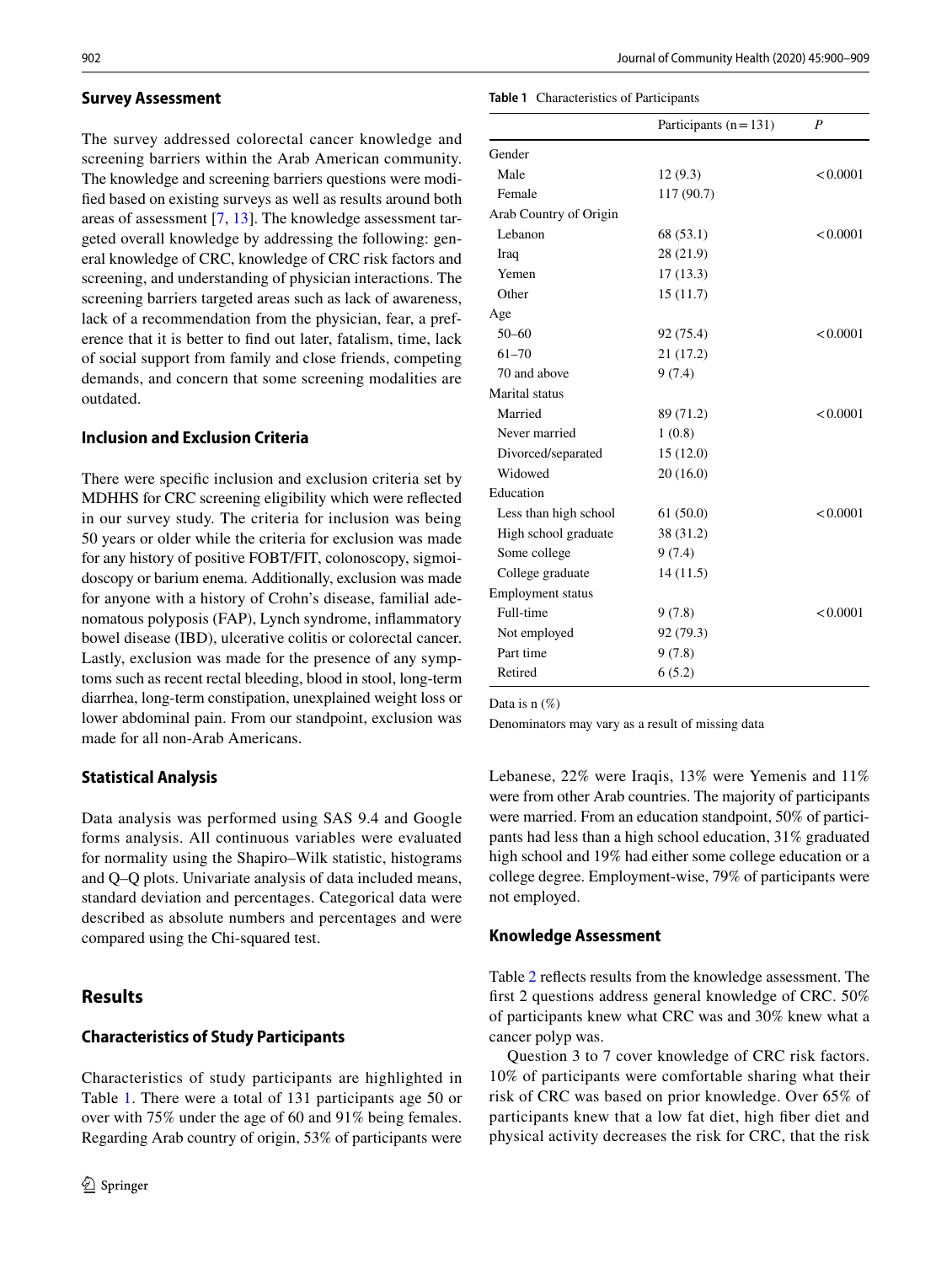### Survey Assessment

The survey addressed colorectal cancer knowledge and screening barriers within the Arab American community. The knowledge and screening barriers questions were modified based on existing surveys as well as results around both areas of assessment [7, 13]. The knowledge assessment targeted overall knowledge by addressing the following: general knowledge of CRC, knowledge of CRC risk factors and screening, and understanding of physician interactions. The screening barriers targeted areas such as lack of awareness, lack of a recommendation from the physician, fear, a preference that it is better to find out later, fatalism, time, lack of social support from family and close friends, competing demands, and concern that some screening modalities are outdated.

### Inclusion and Exclusion Criteria

There were specific inclusion and exclusion criteria set by MDHHS for CRC screening eligibility which were reflected in our survey study. The criteria for inclusion was being 50 years or older while the criteria for exclusion was made for any history of positive FOBT/FIT, colonoscopy, sigmoidoscopy or barium enema. Additionally, exclusion was made for anyone with a history of Crohn's disease, familial adenomatous polyposis (FAP), Lynch syndrome, inflammatory bowel disease (IBD), ulcerative colitis or colorectal cancer. Lastly, exclusion was made for the presence of any symptoms such as recent rectal bleeding, blood in stool, long-term diarrhea, long-term constipation, unexplained weight loss or lower abdominal pain. From our standpoint, exclusion was made for all non-Arab Americans.

### Statistical Analysis

Data analysis was performed using SAS 9.4 and Google forms analysis. All continuous variables were evaluated for normality using the Shapiro–Wilk statistic, histograms and Q–Q plots. Univariate analysis of data included means, standard deviation and percentages. Categorical data were described as absolute numbers and percentages and were compared using the Chi-squared test.

## Results

### Characteristics of Study Participants

Characteristics of study participants are highlighted in Table 1. There were a total of 131 participants age 50 or over with 75% under the age of 60 and 91% being females. Regarding Arab country of origin, 53% of participants were Lebanese, 22% were Iraqis, 13% were Yemenis and 11% were from other Arab countries. The majority of participants were married. From an education standpoint, 50% of participants had less than a high school education, 31% graduated high school and 19% had either some college education or a college degree. Employment-wise, 79% of participants were not employed.

**Table 1** Characteristics of Participants

| | Participants (n = 131) | *P* |
|---|---|---|
| Gender | | |
| Male | 12 (9.3) | < 0.0001 |
| Female | 117 (90.7) | |
| Arab Country of Origin | | |
| Lebanon | 68 (53.1) | < 0.0001 |
| Iraq | 28 (21.9) | |
| Yemen | 17 (13.3) | |
| Other | 15 (11.7) | |
| Age | | |
| 50–60 | 92 (75.4) | < 0.0001 |
| 61–70 | 21 (17.2) | |
| 70 and above | 9 (7.4) | |
| Marital status | | |
| Married | 89 (71.2) | < 0.0001 |
| Never married | 1 (0.8) | |
| Divorced/separated | 15 (12.0) | |
| Widowed | 20 (16.0) | |
| Education | | |
| Less than high school | 61 (50.0) | < 0.0001 |
| High school graduate | 38 (31.2) | |
| Some college | 9 (7.4) | |
| College graduate | 14 (11.5) | |
| Employment status | | |
| Full-time | 9 (7.8) | < 0.0001 |
| Not employed | 92 (79.3) | |
| Part time | 9 (7.8) | |
| Retired | 6 (5.2) | |

Data is n (%)

Denominators may vary as a result of missing data

### Knowledge Assessment

Table 2 reflects results from the knowledge assessment. The first 2 questions address general knowledge of CRC. 50% of participants knew what CRC was and 30% knew what a cancer polyp was.

Question 3 to 7 cover knowledge of CRC risk factors. 10% of participants were comfortable sharing what their risk of CRC was based on prior knowledge. Over 65% of participants knew that a low fat diet, high fiber diet and physical activity decreases the risk for CRC, that the risk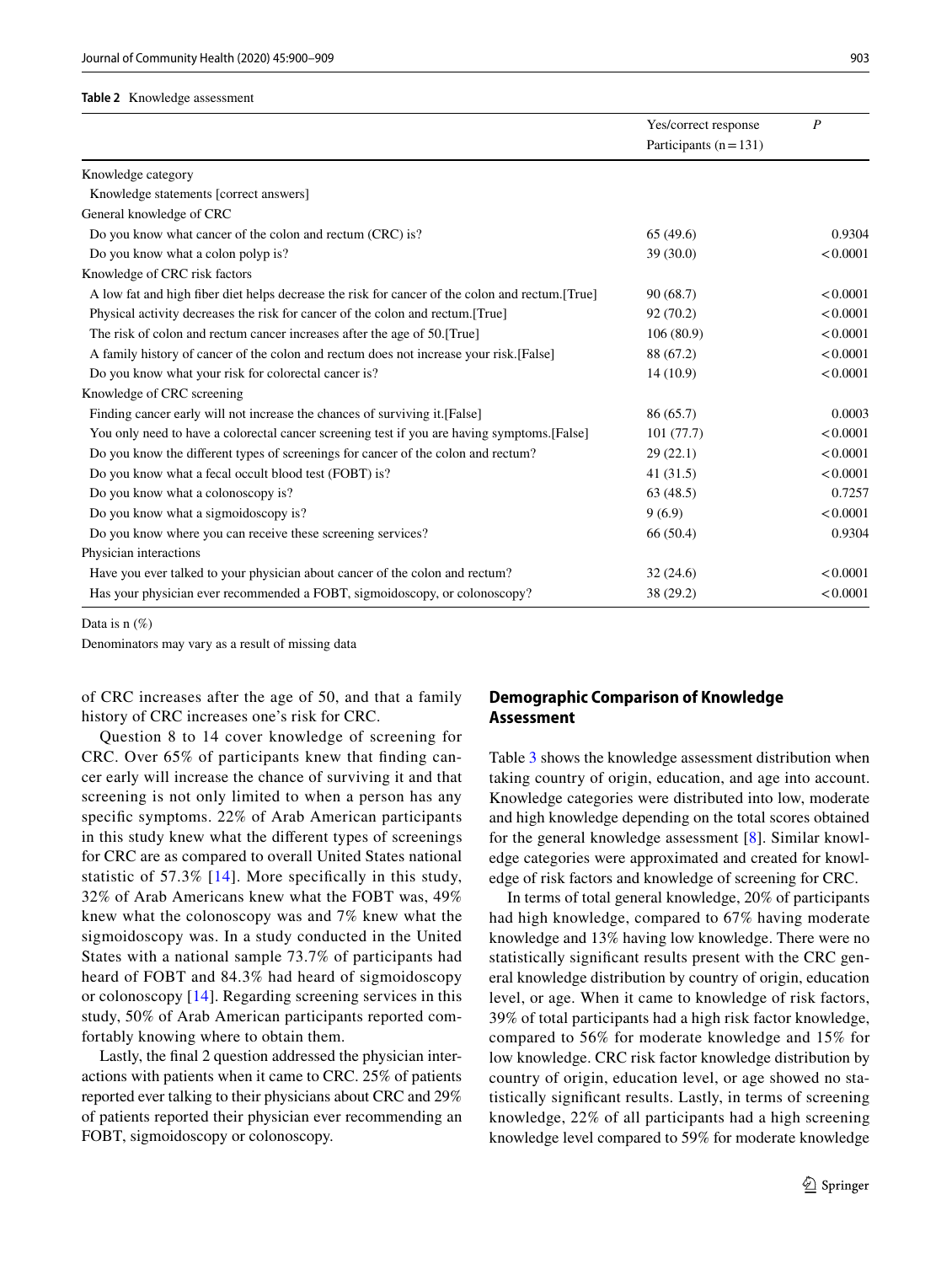**Table 2** Knowledge assessment

| | Yes/correct response Participants (n = 131) | *P* |
|---|---|---|
| Knowledge category | | |
| Knowledge statements [correct answers] | | |
| General knowledge of CRC | | |
| Do you know what cancer of the colon and rectum (CRC) is? | 65 (49.6) | 0.9304 |
| Do you know what a colon polyp is? | 39 (30.0) | < 0.0001 |
| Knowledge of CRC risk factors | | |
| A low fat and high fiber diet helps decrease the risk for cancer of the colon and rectum.[True] | 90 (68.7) | < 0.0001 |
| Physical activity decreases the risk for cancer of the colon and rectum.[True] | 92 (70.2) | < 0.0001 |
| The risk of colon and rectum cancer increases after the age of 50.[True] | 106 (80.9) | < 0.0001 |
| A family history of cancer of the colon and rectum does not increase your risk.[False] | 88 (67.2) | < 0.0001 |
| Do you know what your risk for colorectal cancer is? | 14 (10.9) | < 0.0001 |
| Knowledge of CRC screening | | |
| Finding cancer early will not increase the chances of surviving it.[False] | 86 (65.7) | 0.0003 |
| You only need to have a colorectal cancer screening test if you are having symptoms.[False] | 101 (77.7) | < 0.0001 |
| Do you know the different types of screenings for cancer of the colon and rectum? | 29 (22.1) | < 0.0001 |
| Do you know what a fecal occult blood test (FOBT) is? | 41 (31.5) | < 0.0001 |
| Do you know what a colonoscopy is? | 63 (48.5) | 0.7257 |
| Do you know what a sigmoidoscopy is? | 9 (6.9) | < 0.0001 |
| Do you know where you can receive these screening services? | 66 (50.4) | 0.9304 |
| Physician interactions | | |
| Have you ever talked to your physician about cancer of the colon and rectum? | 32 (24.6) | < 0.0001 |
| Has your physician ever recommended a FOBT, sigmoidoscopy, or colonoscopy? | 38 (29.2) | < 0.0001 |

Data is n (%)

Denominators may vary as a result of missing data

of CRC increases after the age of 50, and that a family history of CRC increases one's risk for CRC.

Question 8 to 14 cover knowledge of screening for CRC. Over 65% of participants knew that finding cancer early will increase the chance of surviving it and that screening is not only limited to when a person has any specific symptoms. 22% of Arab American participants in this study knew what the different types of screenings for CRC are as compared to overall United States national statistic of 57.3% [14]. More specifically in this study, 32% of Arab Americans knew what the FOBT was, 49% knew what the colonoscopy was and 7% knew what the sigmoidoscopy was. In a study conducted in the United States with a national sample 73.7% of participants had heard of FOBT and 84.3% had heard of sigmoidoscopy or colonoscopy [14]. Regarding screening services in this study, 50% of Arab American participants reported comfortably knowing where to obtain them.

Lastly, the final 2 question addressed the physician interactions with patients when it came to CRC. 25% of patients reported ever talking to their physicians about CRC and 29% of patients reported their physician ever recommending an FOBT, sigmoidoscopy or colonoscopy.

## Demographic Comparison of Knowledge Assessment

Table 3 shows the knowledge assessment distribution when taking country of origin, education, and age into account. Knowledge categories were distributed into low, moderate and high knowledge depending on the total scores obtained for the general knowledge assessment [8]. Similar knowledge categories were approximated and created for knowledge of risk factors and knowledge of screening for CRC.

In terms of total general knowledge, 20% of participants had high knowledge, compared to 67% having moderate knowledge and 13% having low knowledge. There were no statistically significant results present with the CRC general knowledge distribution by country of origin, education level, or age. When it came to knowledge of risk factors, 39% of total participants had a high risk factor knowledge, compared to 56% for moderate knowledge and 15% for low knowledge. CRC risk factor knowledge distribution by country of origin, education level, or age showed no statistically significant results. Lastly, in terms of screening knowledge, 22% of all participants had a high screening knowledge level compared to 59% for moderate knowledge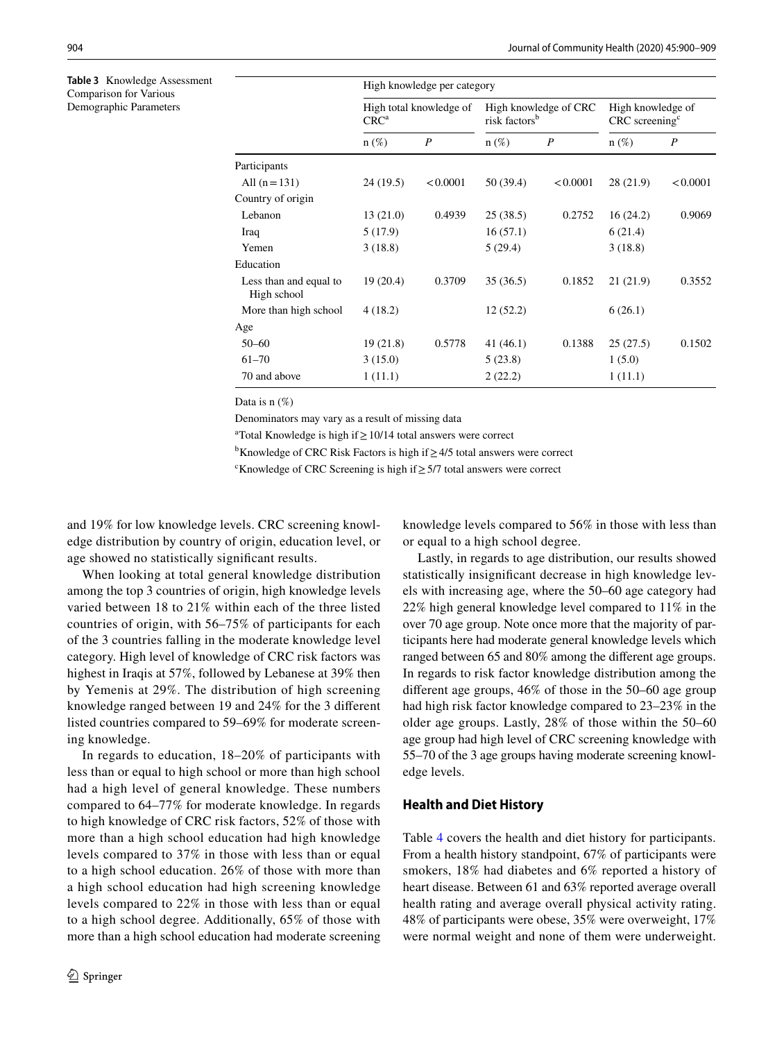**Table 3** Knowledge Assessment Comparison for Various Demographic Parameters

| | High knowledge per category | | | | | |
|---|---|---|---|---|---|---|
| | High total knowledge of CRC[a] | | High knowledge of CRC risk factors[b] | | High knowledge of CRC screening[c] | |
| | n (%) | *P* | n (%) | *P* | n (%) | *P* |
| Participants | | | | | | |
| All (n = 131) | 24 (19.5) | < 0.0001 | 50 (39.4) | < 0.0001 | 28 (21.9) | < 0.0001 |
| Country of origin | | | | | | |
| Lebanon | 13 (21.0) | 0.4939 | 25 (38.5) | 0.2752 | 16 (24.2) | 0.9069 |
| Iraq | 5 (17.9) | | 16 (57.1) | | 6 (21.4) | |
| Yemen | 3 (18.8) | | 5 (29.4) | | 3 (18.8) | |
| Education | | | | | | |
| Less than and equal to High school | 19 (20.4) | 0.3709 | 35 (36.5) | 0.1852 | 21 (21.9) | 0.3552 |
| More than high school | 4 (18.2) | | 12 (52.2) | | 6 (26.1) | |
| Age | | | | | | |
| 50–60 | 19 (21.8) | 0.5778 | 41 (46.1) | 0.1388 | 25 (27.5) | 0.1502 |
| 61–70 | 3 (15.0) | | 5 (23.8) | | 1 (5.0) | |
| 70 and above | 1 (11.1) | | 2 (22.2) | | 1 (11.1) | |

Data is n (%)

Denominators may vary as a result of missing data

[a]Total Knowledge is high if ≥ 10/14 total answers were correct

[b]Knowledge of CRC Risk Factors is high if ≥ 4/5 total answers were correct

[c]Knowledge of CRC Screening is high if ≥ 5/7 total answers were correct

and 19% for low knowledge levels. CRC screening knowledge distribution by country of origin, education level, or age showed no statistically significant results.

When looking at total general knowledge distribution among the top 3 countries of origin, high knowledge levels varied between 18 to 21% within each of the three listed countries of origin, with 56–75% of participants for each of the 3 countries falling in the moderate knowledge level category. High level of knowledge of CRC risk factors was highest in Iraqis at 57%, followed by Lebanese at 39% then by Yemenis at 29%. The distribution of high screening knowledge ranged between 19 and 24% for the 3 different listed countries compared to 59–69% for moderate screening knowledge.

In regards to education, 18–20% of participants with less than or equal to high school or more than high school had a high level of general knowledge. These numbers compared to 64–77% for moderate knowledge. In regards to high knowledge of CRC risk factors, 52% of those with more than a high school education had high knowledge levels compared to 37% in those with less than or equal to a high school education. 26% of those with more than a high school education had high screening knowledge levels compared to 22% in those with less than or equal to a high school degree. Additionally, 65% of those with more than a high school education had moderate screening knowledge levels compared to 56% in those with less than or equal to a high school degree.

Lastly, in regards to age distribution, our results showed statistically insignificant decrease in high knowledge levels with increasing age, where the 50–60 age category had 22% high general knowledge level compared to 11% in the over 70 age group. Note once more that the majority of participants here had moderate general knowledge levels which ranged between 65 and 80% among the different age groups. In regards to risk factor knowledge distribution among the different age groups, 46% of those in the 50–60 age group had high risk factor knowledge compared to 23–23% in the older age groups. Lastly, 28% of those within the 50–60 age group had high level of CRC screening knowledge with 55–70 of the 3 age groups having moderate screening knowledge levels.

## Health and Diet History

Table 4 covers the health and diet history for participants. From a health history standpoint, 67% of participants were smokers, 18% had diabetes and 6% reported a history of heart disease. Between 61 and 63% reported average overall health rating and average overall physical activity rating. 48% of participants were obese, 35% were overweight, 17% were normal weight and none of them were underweight.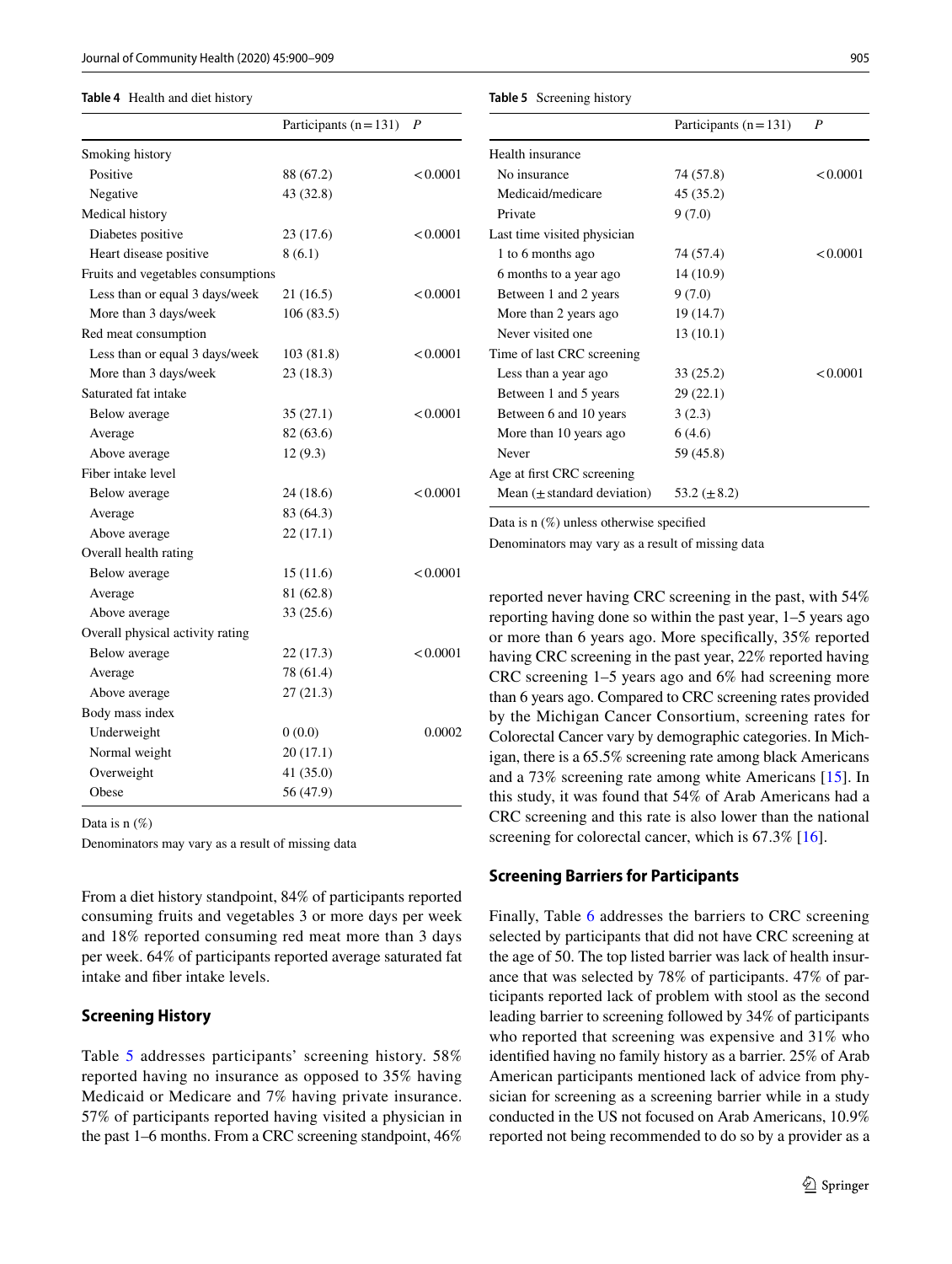**Table 4** Health and diet history

| | Participants (n = 131) | *P* |
|---|---|---|
| Smoking history | | |
| Positive | 88 (67.2) | < 0.0001 |
| Negative | 43 (32.8) | |
| Medical history | | |
| Diabetes positive | 23 (17.6) | < 0.0001 |
| Heart disease positive | 8 (6.1) | |
| Fruits and vegetables consumptions | | |
| Less than or equal 3 days/week | 21 (16.5) | < 0.0001 |
| More than 3 days/week | 106 (83.5) | |
| Red meat consumption | | |
| Less than or equal 3 days/week | 103 (81.8) | < 0.0001 |
| More than 3 days/week | 23 (18.3) | |
| Saturated fat intake | | |
| Below average | 35 (27.1) | < 0.0001 |
| Average | 82 (63.6) | |
| Above average | 12 (9.3) | |
| Fiber intake level | | |
| Below average | 24 (18.6) | < 0.0001 |
| Average | 83 (64.3) | |
| Above average | 22 (17.1) | |
| Overall health rating | | |
| Below average | 15 (11.6) | < 0.0001 |
| Average | 81 (62.8) | |
| Above average | 33 (25.6) | |
| Overall physical activity rating | | |
| Below average | 22 (17.3) | < 0.0001 |
| Average | 78 (61.4) | |
| Above average | 27 (21.3) | |
| Body mass index | | |
| Underweight | 0 (0.0) | 0.0002 |
| Normal weight | 20 (17.1) | |
| Overweight | 41 (35.0) | |
| Obese | 56 (47.9) | |

Data is n (%)

Denominators may vary as a result of missing data

From a diet history standpoint, 84% of participants reported consuming fruits and vegetables 3 or more days per week and 18% reported consuming red meat more than 3 days per week. 64% of participants reported average saturated fat intake and fiber intake levels.

## Screening History

Table 5 addresses participants' screening history. 58% reported having no insurance as opposed to 35% having Medicaid or Medicare and 7% having private insurance. 57% of participants reported having visited a physician in the past 1–6 months. From a CRC screening standpoint, 46% reported never having CRC screening in the past, with 54% reporting having done so within the past year, 1–5 years ago or more than 6 years ago. More specifically, 35% reported having CRC screening in the past year, 22% reported having CRC screening 1–5 years ago and 6% had screening more than 6 years ago. Compared to CRC screening rates provided by the Michigan Cancer Consortium, screening rates for Colorectal Cancer vary by demographic categories. In Michigan, there is a 65.5% screening rate among black Americans and a 73% screening rate among white Americans [15]. In this study, it was found that 54% of Arab Americans had a CRC screening and this rate is also lower than the national screening for colorectal cancer, which is 67.3% [16].

**Table 5** Screening history

| | Participants (n = 131) | *P* |
|---|---|---|
| Health insurance | | |
| No insurance | 74 (57.8) | < 0.0001 |
| Medicaid/medicare | 45 (35.2) | |
| Private | 9 (7.0) | |
| Last time visited physician | | |
| 1 to 6 months ago | 74 (57.4) | < 0.0001 |
| 6 months to a year ago | 14 (10.9) | |
| Between 1 and 2 years | 9 (7.0) | |
| More than 2 years ago | 19 (14.7) | |
| Never visited one | 13 (10.1) | |
| Time of last CRC screening | | |
| Less than a year ago | 33 (25.2) | < 0.0001 |
| Between 1 and 5 years | 29 (22.1) | |
| Between 6 and 10 years | 3 (2.3) | |
| More than 10 years ago | 6 (4.6) | |
| Never | 59 (45.8) | |
| Age at first CRC screening | | |
| Mean (± standard deviation) | 53.2 (± 8.2) | |

Data is n (%) unless otherwise specified

Denominators may vary as a result of missing data

## Screening Barriers for Participants

Finally, Table 6 addresses the barriers to CRC screening selected by participants that did not have CRC screening at the age of 50. The top listed barrier was lack of health insurance that was selected by 78% of participants. 47% of participants reported lack of problem with stool as the second leading barrier to screening followed by 34% of participants who reported that screening was expensive and 31% who identified having no family history as a barrier. 25% of Arab American participants mentioned lack of advice from physician for screening as a screening barrier while in a study conducted in the US not focused on Arab Americans, 10.9% reported not being recommended to do so by a provider as a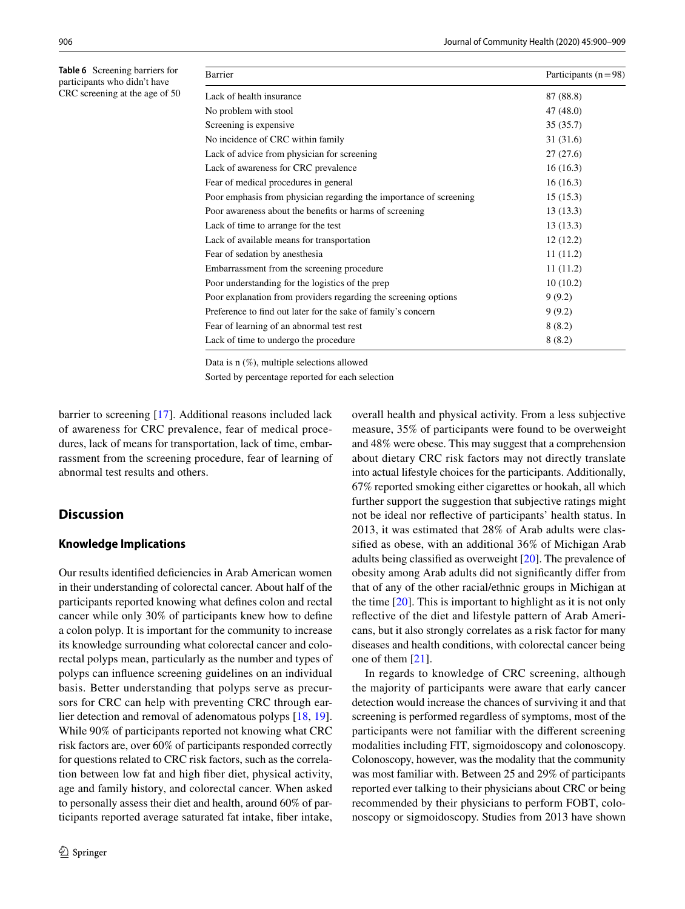**Table 6** Screening barriers for participants who didn't have CRC screening at the age of 50

| Barrier | Participants (n = 98) |
|---|---|
| Lack of health insurance | 87 (88.8) |
| No problem with stool | 47 (48.0) |
| Screening is expensive | 35 (35.7) |
| No incidence of CRC within family | 31 (31.6) |
| Lack of advice from physician for screening | 27 (27.6) |
| Lack of awareness for CRC prevalence | 16 (16.3) |
| Fear of medical procedures in general | 16 (16.3) |
| Poor emphasis from physician regarding the importance of screening | 15 (15.3) |
| Poor awareness about the benefits or harms of screening | 13 (13.3) |
| Lack of time to arrange for the test | 13 (13.3) |
| Lack of available means for transportation | 12 (12.2) |
| Fear of sedation by anesthesia | 11 (11.2) |
| Embarrassment from the screening procedure | 11 (11.2) |
| Poor understanding for the logistics of the prep | 10 (10.2) |
| Poor explanation from providers regarding the screening options | 9 (9.2) |
| Preference to find out later for the sake of family's concern | 9 (9.2) |
| Fear of learning of an abnormal test rest | 8 (8.2) |
| Lack of time to undergo the procedure | 8 (8.2) |

Data is n (%), multiple selections allowed

Sorted by percentage reported for each selection

barrier to screening [17]. Additional reasons included lack of awareness for CRC prevalence, fear of medical procedures, lack of means for transportation, lack of time, embarrassment from the screening procedure, fear of learning of abnormal test results and others.

## Discussion

### Knowledge Implications

Our results identified deficiencies in Arab American women in their understanding of colorectal cancer. About half of the participants reported knowing what defines colon and rectal cancer while only 30% of participants knew how to define a colon polyp. It is important for the community to increase its knowledge surrounding what colorectal cancer and colorectal polyps mean, particularly as the number and types of polyps can influence screening guidelines on an individual basis. Better understanding that polyps serve as precursors for CRC can help with preventing CRC through earlier detection and removal of adenomatous polyps [18, 19]. While 90% of participants reported not knowing what CRC risk factors are, over 60% of participants responded correctly for questions related to CRC risk factors, such as the correlation between low fat and high fiber diet, physical activity, age and family history, and colorectal cancer. When asked to personally assess their diet and health, around 60% of participants reported average saturated fat intake, fiber intake, overall health and physical activity. From a less subjective measure, 35% of participants were found to be overweight and 48% were obese. This may suggest that a comprehension about dietary CRC risk factors may not directly translate into actual lifestyle choices for the participants. Additionally, 67% reported smoking either cigarettes or hookah, all which further support the suggestion that subjective ratings might not be ideal nor reflective of participants' health status. In 2013, it was estimated that 28% of Arab adults were classified as obese, with an additional 36% of Michigan Arab adults being classified as overweight [20]. The prevalence of obesity among Arab adults did not significantly differ from that of any of the other racial/ethnic groups in Michigan at the time [20]. This is important to highlight as it is not only reflective of the diet and lifestyle pattern of Arab Americans, but it also strongly correlates as a risk factor for many diseases and health conditions, with colorectal cancer being one of them [21].

In regards to knowledge of CRC screening, although the majority of participants were aware that early cancer detection would increase the chances of surviving it and that screening is performed regardless of symptoms, most of the participants were not familiar with the different screening modalities including FIT, sigmoidoscopy and colonoscopy. Colonoscopy, however, was the modality that the community was most familiar with. Between 25 and 29% of participants reported ever talking to their physicians about CRC or being recommended by their physicians to perform FOBT, colonoscopy or sigmoidoscopy. Studies from 2013 have shown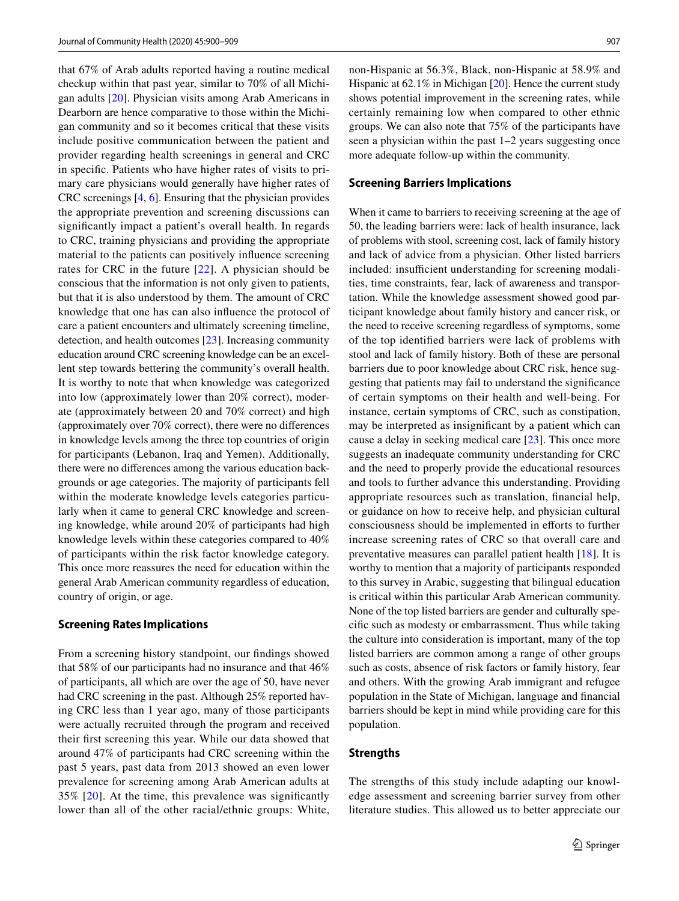that 67% of Arab adults reported having a routine medical checkup within that past year, similar to 70% of all Michigan adults [20]. Physician visits among Arab Americans in Dearborn are hence comparative to those within the Michigan community and so it becomes critical that these visits include positive communication between the patient and provider regarding health screenings in general and CRC in specific. Patients who have higher rates of visits to primary care physicians would generally have higher rates of CRC screenings [4, 6]. Ensuring that the physician provides the appropriate prevention and screening discussions can significantly impact a patient's overall health. In regards to CRC, training physicians and providing the appropriate material to the patients can positively influence screening rates for CRC in the future [22]. A physician should be conscious that the information is not only given to patients, but that it is also understood by them. The amount of CRC knowledge that one has can also influence the protocol of care a patient encounters and ultimately screening timeline, detection, and health outcomes [23]. Increasing community education around CRC screening knowledge can be an excellent step towards bettering the community's overall health. It is worthy to note that when knowledge was categorized into low (approximately lower than 20% correct), moderate (approximately between 20 and 70% correct) and high (approximately over 70% correct), there were no differences in knowledge levels among the three top countries of origin for participants (Lebanon, Iraq and Yemen). Additionally, there were no differences among the various education backgrounds or age categories. The majority of participants fell within the moderate knowledge levels categories particularly when it came to general CRC knowledge and screening knowledge, while around 20% of participants had high knowledge levels within these categories compared to 40% of participants within the risk factor knowledge category. This once more reassures the need for education within the general Arab American community regardless of education, country of origin, or age.

## Screening Rates Implications

From a screening history standpoint, our findings showed that 58% of our participants had no insurance and that 46% of participants, all which are over the age of 50, have never had CRC screening in the past. Although 25% reported having CRC less than 1 year ago, many of those participants were actually recruited through the program and received their first screening this year. While our data showed that around 47% of participants had CRC screening within the past 5 years, past data from 2013 showed an even lower prevalence for screening among Arab American adults at 35% [20]. At the time, this prevalence was significantly lower than all of the other racial/ethnic groups: White, non-Hispanic at 56.3%, Black, non-Hispanic at 58.9% and Hispanic at 62.1% in Michigan [20]. Hence the current study shows potential improvement in the screening rates, while certainly remaining low when compared to other ethnic groups. We can also note that 75% of the participants have seen a physician within the past 1–2 years suggesting once more adequate follow-up within the community.

## Screening Barriers Implications

When it came to barriers to receiving screening at the age of 50, the leading barriers were: lack of health insurance, lack of problems with stool, screening cost, lack of family history and lack of advice from a physician. Other listed barriers included: insufficient understanding for screening modalities, time constraints, fear, lack of awareness and transportation. While the knowledge assessment showed good participant knowledge about family history and cancer risk, or the need to receive screening regardless of symptoms, some of the top identified barriers were lack of problems with stool and lack of family history. Both of these are personal barriers due to poor knowledge about CRC risk, hence suggesting that patients may fail to understand the significance of certain symptoms on their health and well-being. For instance, certain symptoms of CRC, such as constipation, may be interpreted as insignificant by a patient which can cause a delay in seeking medical care [23]. This once more suggests an inadequate community understanding for CRC and the need to properly provide the educational resources and tools to further advance this understanding. Providing appropriate resources such as translation, financial help, or guidance on how to receive help, and physician cultural consciousness should be implemented in efforts to further increase screening rates of CRC so that overall care and preventative measures can parallel patient health [18]. It is worthy to mention that a majority of participants responded to this survey in Arabic, suggesting that bilingual education is critical within this particular Arab American community. None of the top listed barriers are gender and culturally specific such as modesty or embarrassment. Thus while taking the culture into consideration is important, many of the top listed barriers are common among a range of other groups such as costs, absence of risk factors or family history, fear and others. With the growing Arab immigrant and refugee population in the State of Michigan, language and financial barriers should be kept in mind while providing care for this population.

## Strengths

The strengths of this study include adapting our knowledge assessment and screening barrier survey from other literature studies. This allowed us to better appreciate our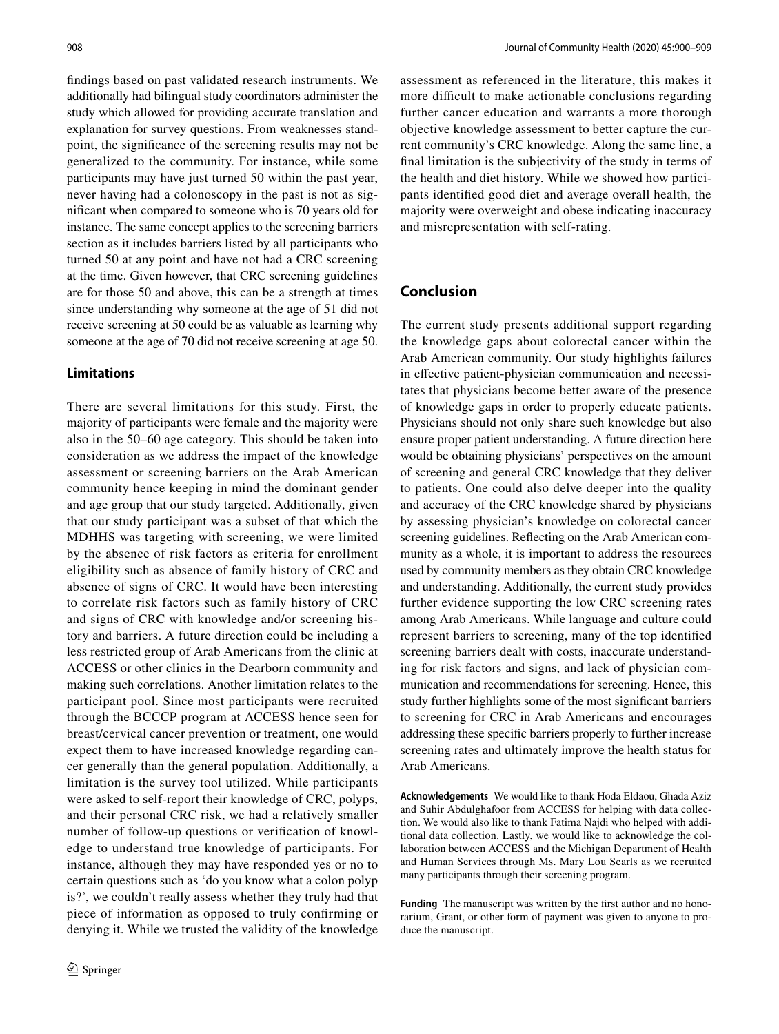findings based on past validated research instruments. We additionally had bilingual study coordinators administer the study which allowed for providing accurate translation and explanation for survey questions. From weaknesses standpoint, the significance of the screening results may not be generalized to the community. For instance, while some participants may have just turned 50 within the past year, never having had a colonoscopy in the past is not as significant when compared to someone who is 70 years old for instance. The same concept applies to the screening barriers section as it includes barriers listed by all participants who turned 50 at any point and have not had a CRC screening at the time. Given however, that CRC screening guidelines are for those 50 and above, this can be a strength at times since understanding why someone at the age of 51 did not receive screening at 50 could be as valuable as learning why someone at the age of 70 did not receive screening at age 50.

### Limitations

There are several limitations for this study. First, the majority of participants were female and the majority were also in the 50–60 age category. This should be taken into consideration as we address the impact of the knowledge assessment or screening barriers on the Arab American community hence keeping in mind the dominant gender and age group that our study targeted. Additionally, given that our study participant was a subset of that which the MDHHS was targeting with screening, we were limited by the absence of risk factors as criteria for enrollment eligibility such as absence of family history of CRC and absence of signs of CRC. It would have been interesting to correlate risk factors such as family history of CRC and signs of CRC with knowledge and/or screening history and barriers. A future direction could be including a less restricted group of Arab Americans from the clinic at ACCESS or other clinics in the Dearborn community and making such correlations. Another limitation relates to the participant pool. Since most participants were recruited through the BCCCP program at ACCESS hence seen for breast/cervical cancer prevention or treatment, one would expect them to have increased knowledge regarding cancer generally than the general population. Additionally, a limitation is the survey tool utilized. While participants were asked to self-report their knowledge of CRC, polyps, and their personal CRC risk, we had a relatively smaller number of follow-up questions or verification of knowledge to understand true knowledge of participants. For instance, although they may have responded yes or no to certain questions such as 'do you know what a colon polyp is?', we couldn't really assess whether they truly had that piece of information as opposed to truly confirming or denying it. While we trusted the validity of the knowledge assessment as referenced in the literature, this makes it more difficult to make actionable conclusions regarding further cancer education and warrants a more thorough objective knowledge assessment to better capture the current community's CRC knowledge. Along the same line, a final limitation is the subjectivity of the study in terms of the health and diet history. While we showed how participants identified good diet and average overall health, the majority were overweight and obese indicating inaccuracy and misrepresentation with self-rating.

## Conclusion

The current study presents additional support regarding the knowledge gaps about colorectal cancer within the Arab American community. Our study highlights failures in effective patient-physician communication and necessitates that physicians become better aware of the presence of knowledge gaps in order to properly educate patients. Physicians should not only share such knowledge but also ensure proper patient understanding. A future direction here would be obtaining physicians' perspectives on the amount of screening and general CRC knowledge that they deliver to patients. One could also delve deeper into the quality and accuracy of the CRC knowledge shared by physicians by assessing physician's knowledge on colorectal cancer screening guidelines. Reflecting on the Arab American community as a whole, it is important to address the resources used by community members as they obtain CRC knowledge and understanding. Additionally, the current study provides further evidence supporting the low CRC screening rates among Arab Americans. While language and culture could represent barriers to screening, many of the top identified screening barriers dealt with costs, inaccurate understanding for risk factors and signs, and lack of physician communication and recommendations for screening. Hence, this study further highlights some of the most significant barriers to screening for CRC in Arab Americans and encourages addressing these specific barriers properly to further increase screening rates and ultimately improve the health status for Arab Americans.

**Acknowledgements** We would like to thank Hoda Eldaou, Ghada Aziz and Suhir Abdulghafoor from ACCESS for helping with data collection. We would also like to thank Fatima Najdi who helped with additional data collection. Lastly, we would like to acknowledge the collaboration between ACCESS and the Michigan Department of Health and Human Services through Ms. Mary Lou Searls as we recruited many participants through their screening program.

**Funding** The manuscript was written by the first author and no honorarium, Grant, or other form of payment was given to anyone to produce the manuscript.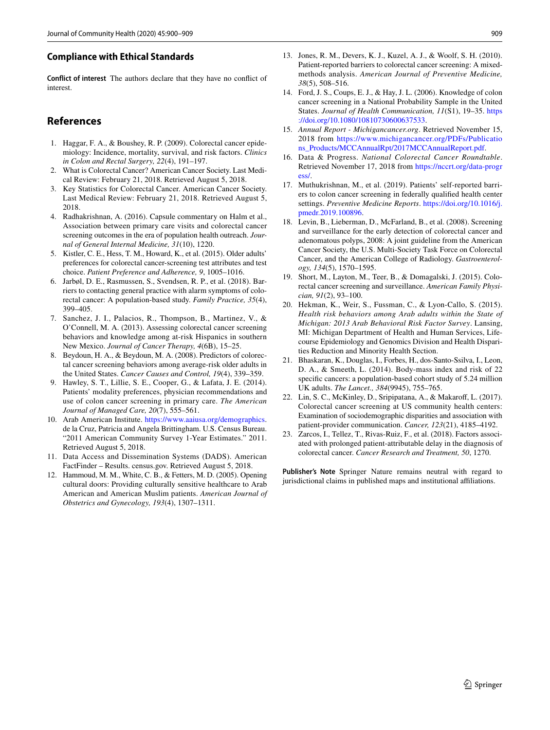## Compliance with Ethical Standards

**Conflict of interest** The authors declare that they have no conflict of interest.

## References

1. Haggar, F. A., & Boushey, R. P. (2009). Colorectal cancer epidemiology: Incidence, mortality, survival, and risk factors. *Clinics in Colon and Rectal Surgery, 22*(4), 191–197.
2. What is Colorectal Cancer? American Cancer Society. Last Medical Review: February 21, 2018. Retrieved August 5, 2018.
3. Key Statistics for Colorectal Cancer. American Cancer Society. Last Medical Review: February 21, 2018. Retrieved August 5, 2018.
4. Radhakrishnan, A. (2016). Capsule commentary on Halm et al., Association between primary care visits and colorectal cancer screening outcomes in the era of population health outreach. *Journal of General Internal Medicine, 31*(10), 1220.
5. Kistler, C. E., Hess, T. M., Howard, K., et al. (2015). Older adults' preferences for colorectal cancer-screening test attributes and test choice. *Patient Preference and Adherence, 9*, 1005–1016.
6. Jarbøl, D. E., Rasmussen, S., Svendsen, R. P., et al. (2018). Barriers to contacting general practice with alarm symptoms of colorectal cancer: A population-based study. *Family Practice, 35*(4), 399–405.
7. Sanchez, J. I., Palacios, R., Thompson, B., Martinez, V., & O'Connell, M. A. (2013). Assessing colorectal cancer screening behaviors and knowledge among at-risk Hispanics in southern New Mexico. *Journal of Cancer Therapy, 4*(6B), 15–25.
8. Beydoun, H. A., & Beydoun, M. A. (2008). Predictors of colorectal cancer screening behaviors among average-risk older adults in the United States. *Cancer Causes and Control, 19*(4), 339–359.
9. Hawley, S. T., Lillie, S. E., Cooper, G., & Lafata, J. E. (2014). Patients' modality preferences, physician recommendations and use of colon cancer screening in primary care. *The American Journal of Managed Care, 20*(7), 555–561.
10. Arab American Institute. https://www.aaiusa.org/demographics. de la Cruz, Patricia and Angela Brittingham. U.S. Census Bureau. "2011 American Community Survey 1-Year Estimates." 2011. Retrieved August 5, 2018.
11. Data Access and Dissemination Systems (DADS). American FactFinder – Results. census.gov. Retrieved August 5, 2018.
12. Hammoud, M. M., White, C. B., & Fetters, M. D. (2005). Opening cultural doors: Providing culturally sensitive healthcare to Arab American and American Muslim patients. *American Journal of Obstetrics and Gynecology, 193*(4), 1307–1311.
13. Jones, R. M., Devers, K. J., Kuzel, A. J., & Woolf, S. H. (2010). Patient-reported barriers to colorectal cancer screening: A mixed-methods analysis. *American Journal of Preventive Medicine, 38*(5), 508–516.
14. Ford, J. S., Coups, E. J., & Hay, J. L. (2006). Knowledge of colon cancer screening in a National Probability Sample in the United States. *Journal of Health Communication, 11*(S1), 19–35. https://doi.org/10.1080/10810730600637533.
15. *Annual Report - Michigancancer.org*. Retrieved November 15, 2018 from https://www.michigancancer.org/PDFs/Publications_Products/MCCAnnualRpt/2017MCCAnnualReport.pdf.
16. Data & Progress. *National Colorectal Cancer Roundtable*. Retrieved November 17, 2018 from https://nccrt.org/data-progress/.
17. Muthukrishnan, M., et al. (2019). Patients' self-reported barriers to colon cancer screening in federally qualified health center settings. *Preventive Medicine Reports*. https://doi.org/10.1016/j.pmedr.2019.100896.
18. Levin, B., Lieberman, D., McFarland, B., et al. (2008). Screening and surveillance for the early detection of colorectal cancer and adenomatous polyps, 2008: A joint guideline from the American Cancer Society, the U.S. Multi-Society Task Force on Colorectal Cancer, and the American College of Radiology. *Gastroenterology, 134*(5), 1570–1595.
19. Short, M., Layton, M., Teer, B., & Domagalski, J. (2015). Colorectal cancer screening and surveillance. *American Family Physician, 91*(2), 93–100.
20. Hekman, K., Weir, S., Fussman, C., & Lyon-Callo, S. (2015). *Health risk behaviors among Arab adults within the State of Michigan: 2013 Arab Behavioral Risk Factor Survey*. Lansing, MI: Michigan Department of Health and Human Services, Lifecourse Epidemiology and Genomics Division and Health Disparities Reduction and Minority Health Section.
21. Bhaskaran, K., Douglas, I., Forbes, H., dos-Santo-Ssilva, I., Leon, D. A., & Smeeth, L. (2014). Body-mass index and risk of 22 specific cancers: a population-based cohort study of 5.24 million UK adults. *The Lancet., 384*(9945), 755–765.
22. Lin, S. C., McKinley, D., Sripipatana, A., & Makaroff, L. (2017). Colorectal cancer screening at US community health centers: Examination of sociodemographic disparities and association with patient-provider communication. *Cancer, 123*(21), 4185–4192.
23. Zarcos, I., Tellez, T., Rivas-Ruiz, F., et al. (2018). Factors associated with prolonged patient-attributable delay in the diagnosis of colorectal cancer. *Cancer Research and Treatment, 50*, 1270.

**Publisher's Note** Springer Nature remains neutral with regard to jurisdictional claims in published maps and institutional affiliations.